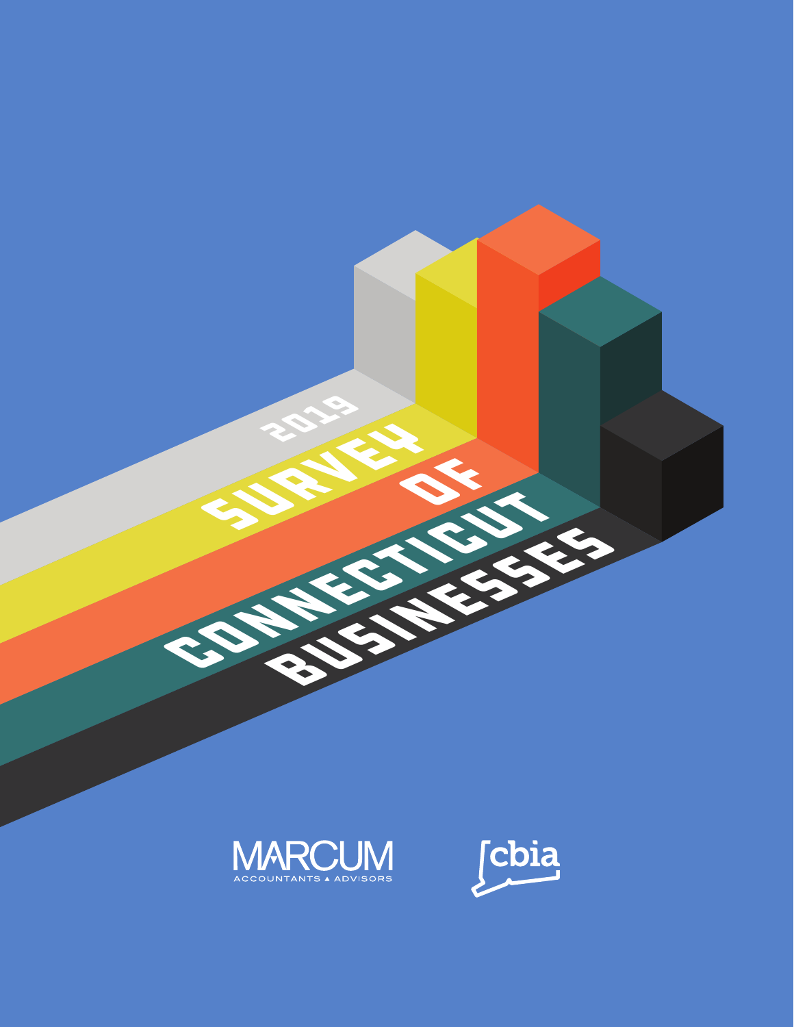# 2019 SURVEY OF CONNECTICUT BUSINESSES

MARCUM
ACCOUNTANTS ▲ ADVISORS

cbia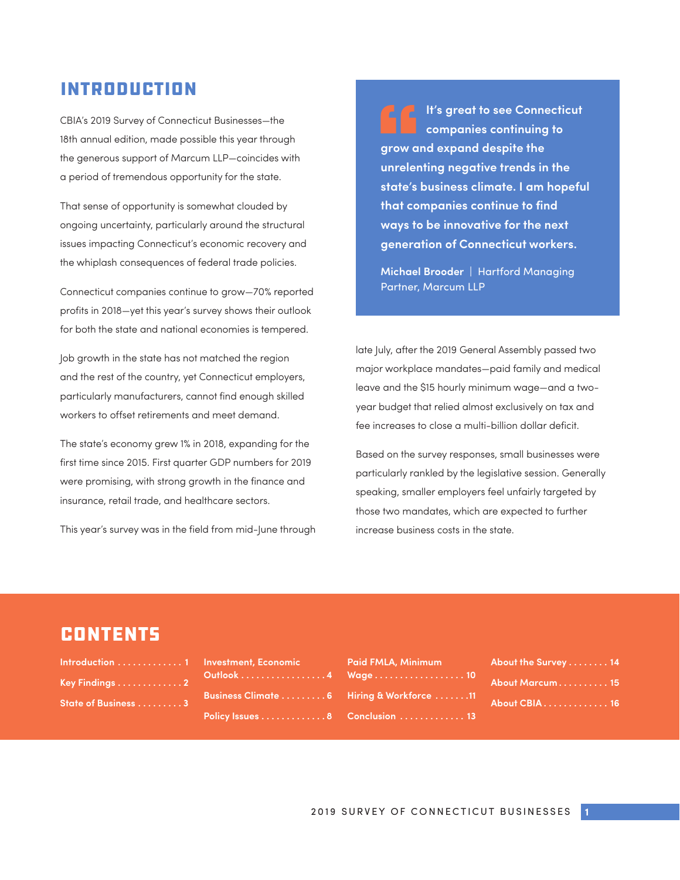# INTRODUCTION

CBIA's 2019 Survey of Connecticut Businesses—the 18th annual edition, made possible this year through the generous support of Marcum LLP—coincides with a period of tremendous opportunity for the state.

That sense of opportunity is somewhat clouded by ongoing uncertainty, particularly around the structural issues impacting Connecticut's economic recovery and the whiplash consequences of federal trade policies.

Connecticut companies continue to grow—70% reported profits in 2018—yet this year's survey shows their outlook for both the state and national economies is tempered.

Job growth in the state has not matched the region and the rest of the country, yet Connecticut employers, particularly manufacturers, cannot find enough skilled workers to offset retirements and meet demand.

The state's economy grew 1% in 2018, expanding for the first time since 2015. First quarter GDP numbers for 2019 were promising, with strong growth in the finance and insurance, retail trade, and healthcare sectors.

This year's survey was in the field from mid-June through late July, after the 2019 General Assembly passed two major workplace mandates—paid family and medical leave and the $15 hourly minimum wage—and a two-year budget that relied almost exclusively on tax and fee increases to close a multi-billion dollar deficit.

Based on the survey responses, small businesses were particularly rankled by the legislative session. Generally speaking, smaller employers feel unfairly targeted by those two mandates, which are expected to further increase business costs in the state.

> **It's great to see Connecticut companies continuing to grow and expand despite the unrelenting negative trends in the state's business climate. I am hopeful that companies continue to find ways to be innovative for the next generation of Connecticut workers.**
>
> **Michael Brooder** | Hartford Managing Partner, Marcum LLP

# CONTENTS

- Introduction . . . . . . . . . . . . . 1
- Key Findings . . . . . . . . . . . . . 2
- State of Business . . . . . . . . . 3
- Investment, Economic Outlook . . . . . . . . . . . . . . . . . 4
- Business Climate . . . . . . . . . 6
- Policy Issues . . . . . . . . . . . . . 8
- Paid FMLA, Minimum Wage . . . . . . . . . . . . . . . . . . 10
- Hiring & Workforce . . . . . . . 11
- Conclusion . . . . . . . . . . . . . 13
- About the Survey . . . . . . . . 14
- About Marcum . . . . . . . . . . 15
- About CBIA . . . . . . . . . . . . . 16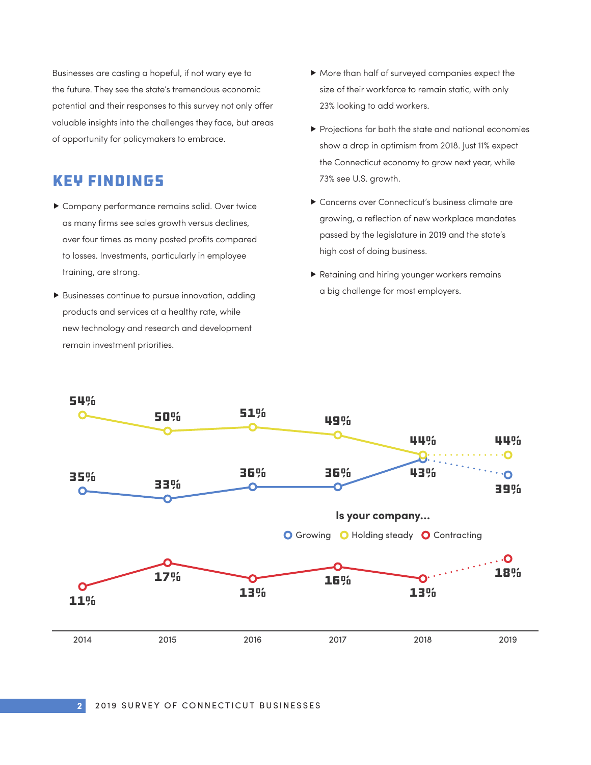Businesses are casting a hopeful, if not wary eye to the future. They see the state's tremendous economic potential and their responses to this survey not only offer valuable insights into the challenges they face, but areas of opportunity for policymakers to embrace.

## KEY FINDINGS

- Company performance remains solid. Over twice as many firms see sales growth versus declines, over four times as many posted profits compared to losses. Investments, particularly in employee training, are strong.
- Businesses continue to pursue innovation, adding products and services at a healthy rate, while new technology and research and development remain investment priorities.
- More than half of surveyed companies expect the size of their workforce to remain static, with only 23% looking to add workers.
- Projections for both the state and national economies show a drop in optimism from 2018. Just 11% expect the Connecticut economy to grow next year, while 73% see U.S. growth.
- Concerns over Connecticut's business climate are growing, a reflection of new workplace mandates passed by the legislature in 2019 and the state's high cost of doing business.
- Retaining and hiring younger workers remains a big challenge for most employers.

**Is your company...**

| | 2014 | 2015 | 2016 | 2017 | 2018 | 2019 |
|---|---|---|---|---|---|---|
| Growing | 35% | 33% | 36% | 36% | 43% | 39% |
| Holding steady | 54% | 50% | 51% | 49% | 44% | 44% |
| Contracting | 11% | 17% | 13% | 16% | 13% | 18% |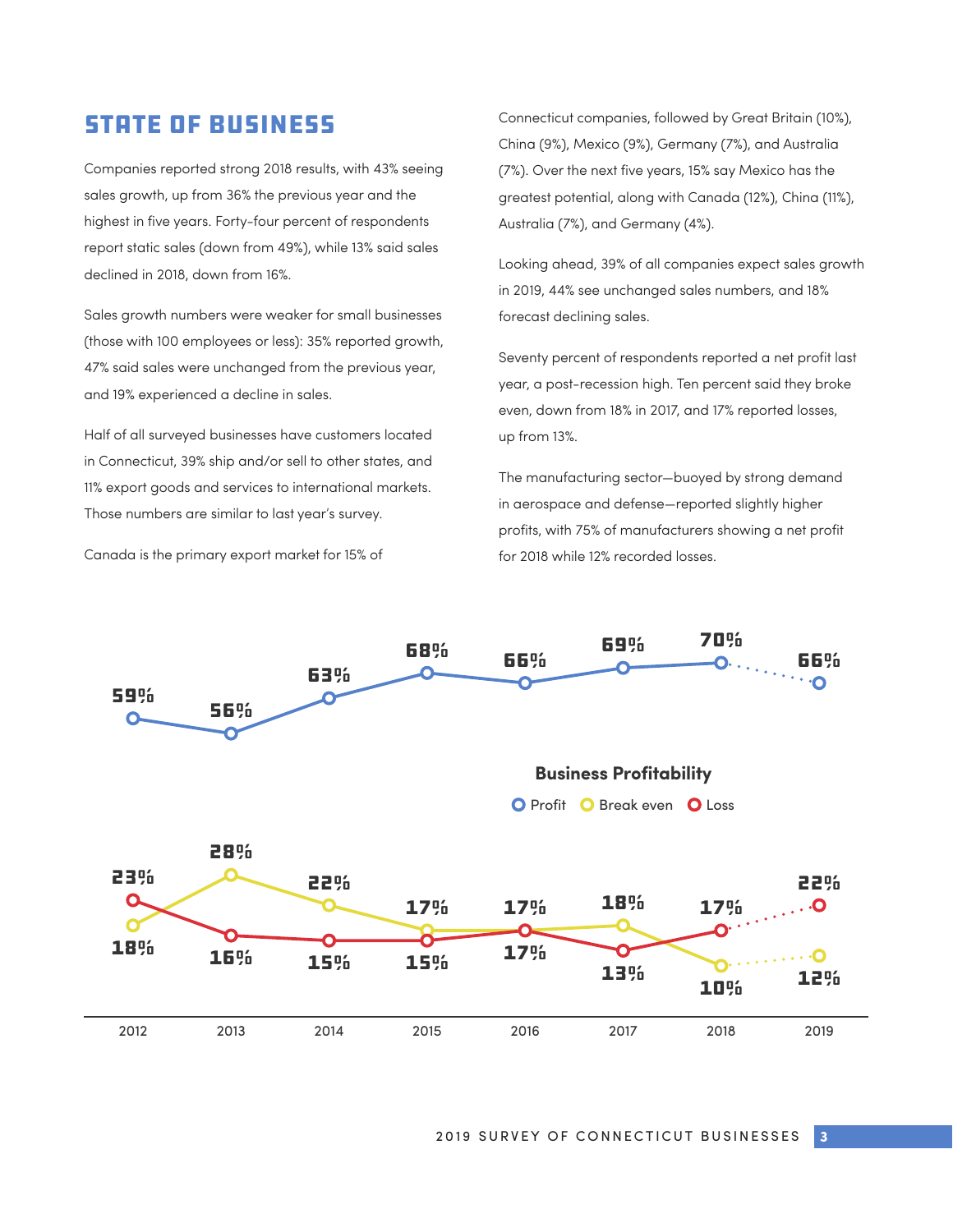## STATE OF BUSINESS

Companies reported strong 2018 results, with 43% seeing sales growth, up from 36% the previous year and the highest in five years. Forty-four percent of respondents report static sales (down from 49%), while 13% said sales declined in 2018, down from 16%.

Sales growth numbers were weaker for small businesses (those with 100 employees or less): 35% reported growth, 47% said sales were unchanged from the previous year, and 19% experienced a decline in sales.

Half of all surveyed businesses have customers located in Connecticut, 39% ship and/or sell to other states, and 11% export goods and services to international markets. Those numbers are similar to last year's survey.

Canada is the primary export market for 15% of Connecticut companies, followed by Great Britain (10%), China (9%), Mexico (9%), Germany (7%), and Australia (7%). Over the next five years, 15% say Mexico has the greatest potential, along with Canada (12%), China (11%), Australia (7%), and Germany (4%).

Looking ahead, 39% of all companies expect sales growth in 2019, 44% see unchanged sales numbers, and 18% forecast declining sales.

Seventy percent of respondents reported a net profit last year, a post-recession high. Ten percent said they broke even, down from 18% in 2017, and 17% reported losses, up from 13%.

The manufacturing sector—buoyed by strong demand in aerospace and defense—reported slightly higher profits, with 75% of manufacturers showing a net profit for 2018 while 12% recorded losses.

**Business Profitability**

| | 2012 | 2013 | 2014 | 2015 | 2016 | 2017 | 2018 | 2019 |
|---|---|---|---|---|---|---|---|---|
| Profit | 59% | 56% | 63% | 68% | 66% | 69% | 70% | 66% |
| Break even | 18% | 28% | 22% | 17% | 17% | 18% | 10% | 12% |
| Loss | 23% | 16% | 15% | 15% | 17% | 13% | 17% | 22% |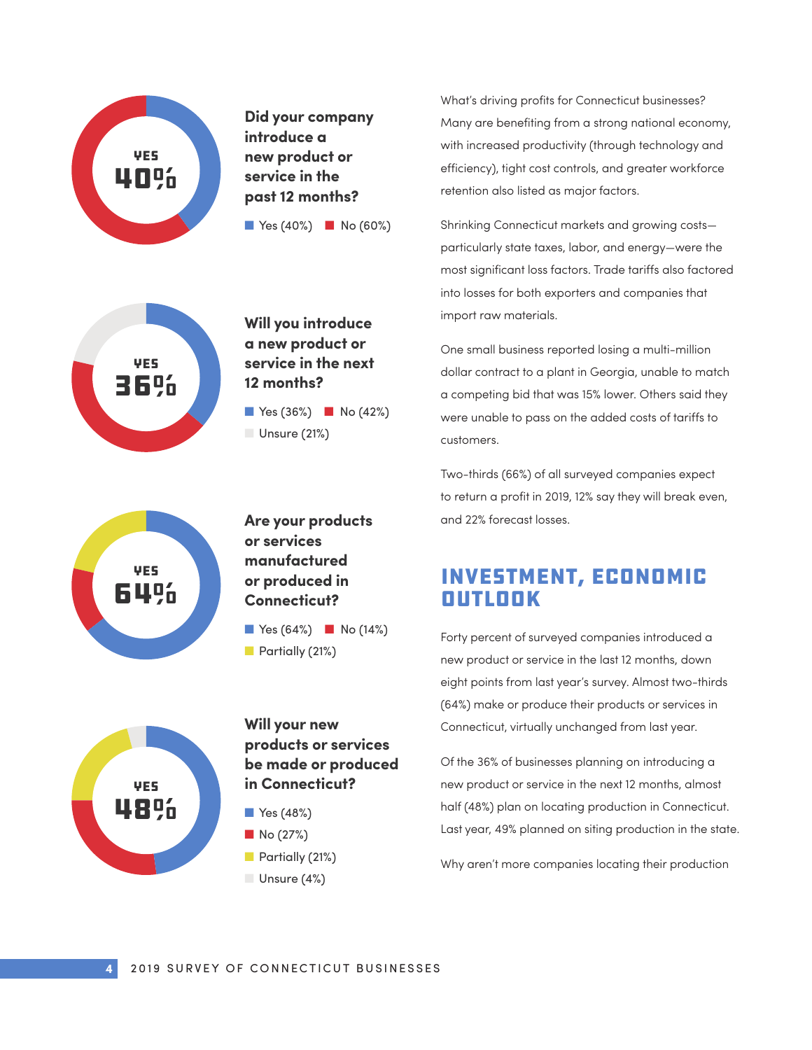**YES 40%**

### Did your company introduce a new product or service in the past 12 months?

- Yes (40%)
- No (60%)

**YES 36%**

### Will you introduce a new product or service in the next 12 months?

- Yes (36%)
- No (42%)
- Unsure (21%)

**YES 64%**

### Are your products or services manufactured or produced in Connecticut?

- Yes (64%)
- No (14%)
- Partially (21%)

**YES 48%**

### Will your new products or services be made or produced in Connecticut?

- Yes (48%)
- No (27%)
- Partially (21%)
- Unsure (4%)

What's driving profits for Connecticut businesses? Many are benefiting from a strong national economy, with increased productivity (through technology and efficiency), tight cost controls, and greater workforce retention also listed as major factors.

Shrinking Connecticut markets and growing costs—particularly state taxes, labor, and energy—were the most significant loss factors. Trade tariffs also factored into losses for both exporters and companies that import raw materials.

One small business reported losing a multi-million dollar contract to a plant in Georgia, unable to match a competing bid that was 15% lower. Others said they were unable to pass on the added costs of tariffs to customers.

Two-thirds (66%) of all surveyed companies expect to return a profit in 2019, 12% say they will break even, and 22% forecast losses.

## INVESTMENT, ECONOMIC OUTLOOK

Forty percent of surveyed companies introduced a new product or service in the last 12 months, down eight points from last year's survey. Almost two-thirds (64%) make or produce their products or services in Connecticut, virtually unchanged from last year.

Of the 36% of businesses planning on introducing a new product or service in the next 12 months, almost half (48%) plan on locating production in Connecticut. Last year, 49% planned on siting production in the state.

Why aren't more companies locating their production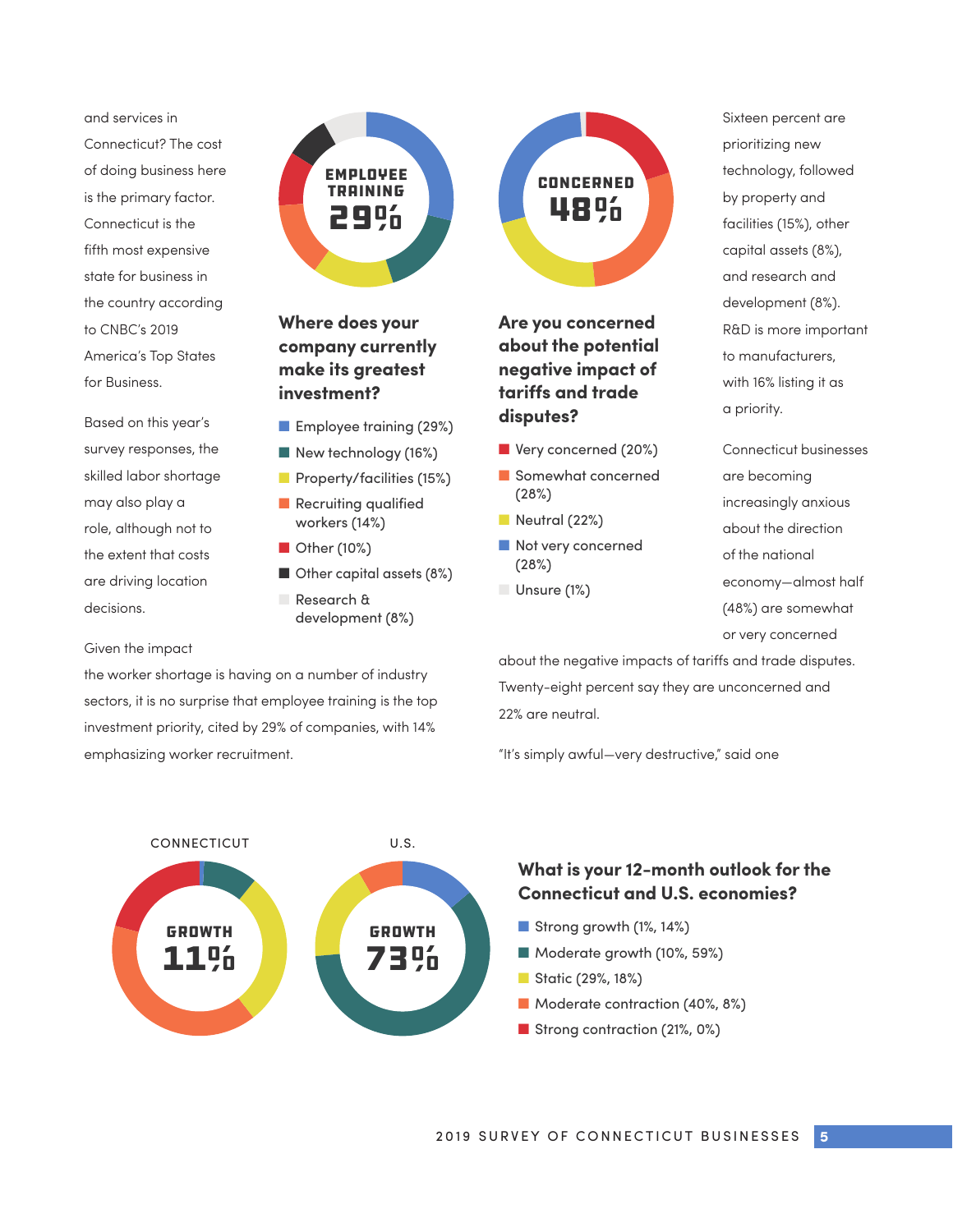and services in Connecticut? The cost of doing business here is the primary factor. Connecticut is the fifth most expensive state for business in the country according to CNBC's 2019 America's Top States for Business.

Based on this year's survey responses, the skilled labor shortage may also play a role, although not to the extent that costs are driving location decisions.

Given the impact the worker shortage is having on a number of industry sectors, it is no surprise that employee training is the top investment priority, cited by 29% of companies, with 14% emphasizing worker recruitment.

EMPLOYEE TRAINING 29%

### Where does your company currently make its greatest investment?

- Employee training (29%)
- New technology (16%)
- Property/facilities (15%)
- Recruiting qualified workers (14%)
- Other (10%)
- Other capital assets (8%)
- Research & development (8%)

CONCERNED 48%

### Are you concerned about the potential negative impact of tariffs and trade disputes?

- Very concerned (20%)
- Somewhat concerned (28%)
- Neutral (22%)
- Not very concerned (28%)
- Unsure (1%)

Sixteen percent are prioritizing new technology, followed by property and facilities (15%), other capital assets (8%), and research and development (8%). R&D is more important to manufacturers, with 16% listing it as a priority.

Connecticut businesses are becoming increasingly anxious about the direction of the national economy—almost half (48%) are somewhat or very concerned about the negative impacts of tariffs and trade disputes. Twenty-eight percent say they are unconcerned and 22% are neutral.

"It's simply awful—very destructive," said one

CONNECTICUT — GROWTH 11%

U.S. — GROWTH 73%

### What is your 12-month outlook for the Connecticut and U.S. economies?

- Strong growth (1%, 14%)
- Moderate growth (10%, 59%)
- Static (29%, 18%)
- Moderate contraction (40%, 8%)
- Strong contraction (21%, 0%)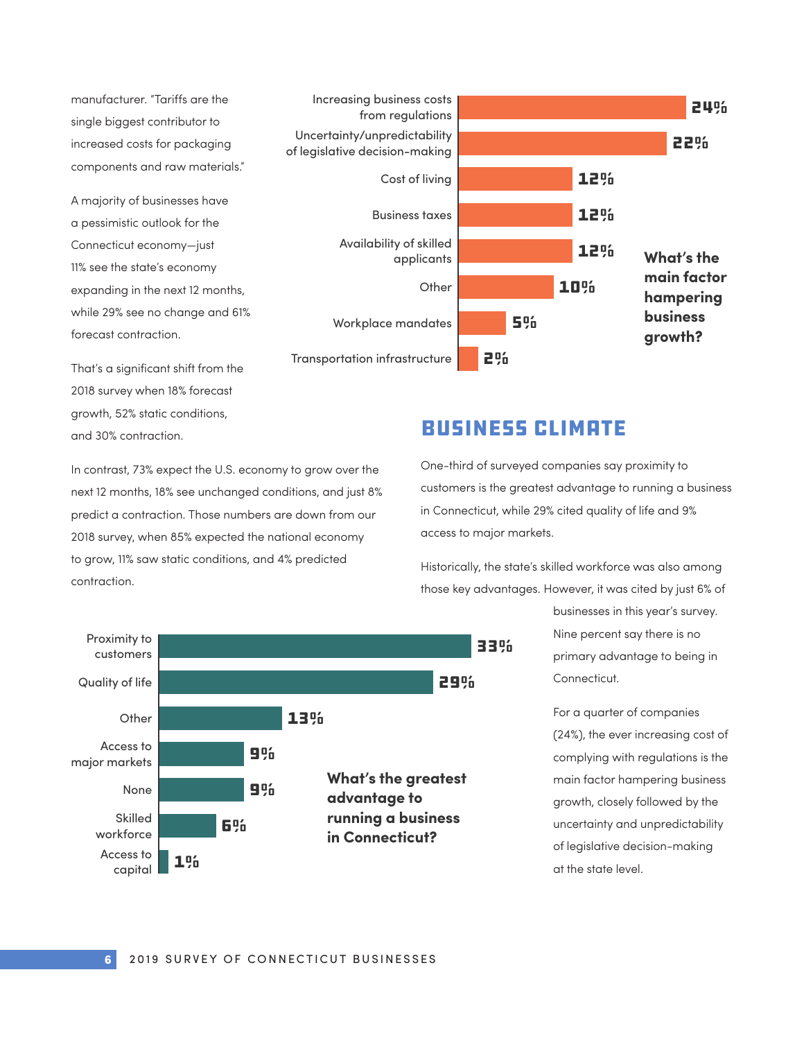manufacturer. "Tariffs are the single biggest contributor to increased costs for packaging components and raw materials."

A majority of businesses have a pessimistic outlook for the Connecticut economy—just 11% see the state's economy expanding in the next 12 months, while 29% see no change and 61% forecast contraction.

That's a significant shift from the 2018 survey when 18% forecast growth, 52% static conditions, and 30% contraction.

In contrast, 73% expect the U.S. economy to grow over the next 12 months, 18% see unchanged conditions, and just 8% predict a contraction. Those numbers are down from our 2018 survey, when 85% expected the national economy to grow, 11% saw static conditions, and 4% predicted contraction.

**What's the main factor hampering business growth?**

| Factor | % |
| --- | --- |
| Increasing business costs from regulations | 24% |
| Uncertainty/unpredictability of legislative decision-making | 22% |
| Cost of living | 12% |
| Business taxes | 12% |
| Availability of skilled applicants | 12% |
| Other | 10% |
| Workplace mandates | 5% |
| Transportation infrastructure | 2% |

## BUSINESS CLIMATE

One-third of surveyed companies say proximity to customers is the greatest advantage to running a business in Connecticut, while 29% cited quality of life and 9% access to major markets.

Historically, the state's skilled workforce was also among those key advantages. However, it was cited by just 6% of businesses in this year's survey. Nine percent say there is no primary advantage to being in Connecticut.

For a quarter of companies (24%), the ever increasing cost of complying with regulations is the main factor hampering business growth, closely followed by the uncertainty and unpredictability of legislative decision-making at the state level.

**What's the greatest advantage to running a business in Connecticut?**

| Advantage | % |
| --- | --- |
| Proximity to customers | 33% |
| Quality of life | 29% |
| Other | 13% |
| Access to major markets | 9% |
| None | 9% |
| Skilled workforce | 6% |
| Access to capital | 1% |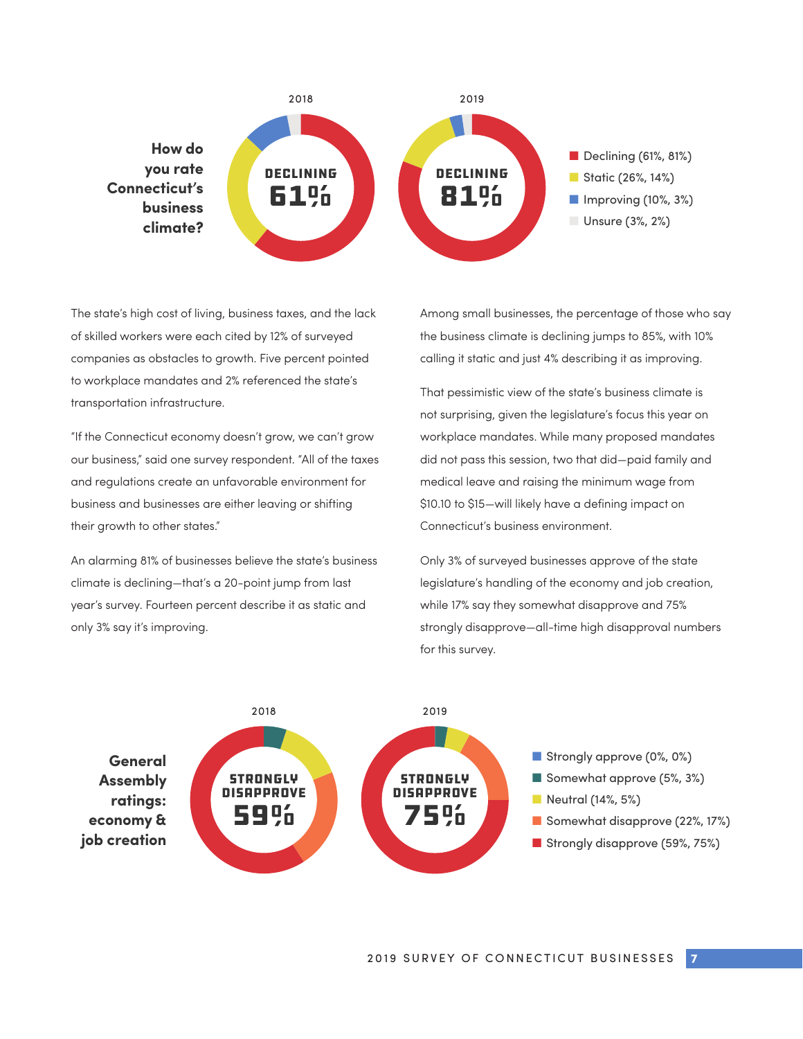**How do you rate Connecticut's business climate?**

2018: DECLINING 61%

2019: DECLINING 81%

- Declining (61%, 81%)
- Static (26%, 14%)
- Improving (10%, 3%)
- Unsure (3%, 2%)

The state's high cost of living, business taxes, and the lack of skilled workers were each cited by 12% of surveyed companies as obstacles to growth. Five percent pointed to workplace mandates and 2% referenced the state's transportation infrastructure.

"If the Connecticut economy doesn't grow, we can't grow our business," said one survey respondent. "All of the taxes and regulations create an unfavorable environment for business and businesses are either leaving or shifting their growth to other states."

An alarming 81% of businesses believe the state's business climate is declining—that's a 20-point jump from last year's survey. Fourteen percent describe it as static and only 3% say it's improving.

Among small businesses, the percentage of those who say the business climate is declining jumps to 85%, with 10% calling it static and just 4% describing it as improving.

That pessimistic view of the state's business climate is not surprising, given the legislature's focus this year on workplace mandates. While many proposed mandates did not pass this session, two that did—paid family and medical leave and raising the minimum wage from $10.10 to $15—will likely have a defining impact on Connecticut's business environment.

Only 3% of surveyed businesses approve of the state legislature's handling of the economy and job creation, while 17% say they somewhat disapprove and 75% strongly disapprove—all-time high disapproval numbers for this survey.

**General Assembly ratings: economy & job creation**

2018: STRONGLY DISAPPROVE 59%

2019: STRONGLY DISAPPROVE 75%

- Strongly approve (0%, 0%)
- Somewhat approve (5%, 3%)
- Neutral (14%, 5%)
- Somewhat disapprove (22%, 17%)
- Strongly disapprove (59%, 75%)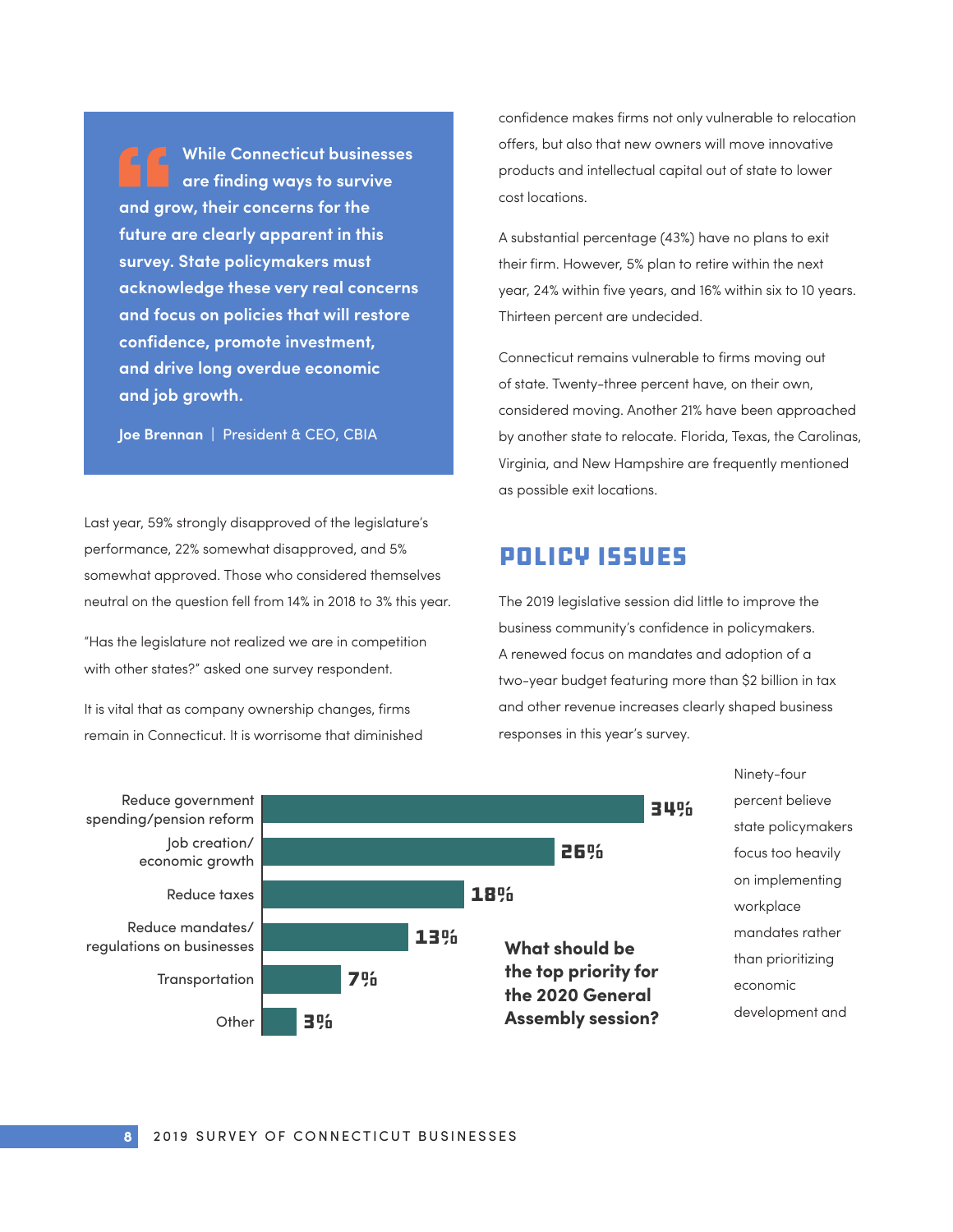> **While Connecticut businesses are finding ways to survive and grow, their concerns for the future are clearly apparent in this survey. State policymakers must acknowledge these very real concerns and focus on policies that will restore confidence, promote investment, and drive long overdue economic and job growth.**
>
> **Joe Brennan** | President & CEO, CBIA

Last year, 59% strongly disapproved of the legislature's performance, 22% somewhat disapproved, and 5% somewhat approved. Those who considered themselves neutral on the question fell from 14% in 2018 to 3% this year.

"Has the legislature not realized we are in competition with other states?" asked one survey respondent.

It is vital that as company ownership changes, firms remain in Connecticut. It is worrisome that diminished confidence makes firms not only vulnerable to relocation offers, but also that new owners will move innovative products and intellectual capital out of state to lower cost locations.

A substantial percentage (43%) have no plans to exit their firm. However, 5% plan to retire within the next year, 24% within five years, and 16% within six to 10 years. Thirteen percent are undecided.

Connecticut remains vulnerable to firms moving out of state. Twenty-three percent have, on their own, considered moving. Another 21% have been approached by another state to relocate. Florida, Texas, the Carolinas, Virginia, and New Hampshire are frequently mentioned as possible exit locations.

## POLICY ISSUES

The 2019 legislative session did little to improve the business community's confidence in policymakers. A renewed focus on mandates and adoption of a two-year budget featuring more than $2 billion in tax and other revenue increases clearly shaped business responses in this year's survey.

**What should be the top priority for the 2020 General Assembly session?**

| Priority | Percent |
|---|---|
| Reduce government spending/pension reform | 34% |
| Job creation/economic growth | 26% |
| Reduce taxes | 18% |
| Reduce mandates/regulations on businesses | 13% |
| Transportation | 7% |
| Other | 3% |

Ninety-four percent believe state policymakers focus too heavily on implementing workplace mandates rather than prioritizing economic development and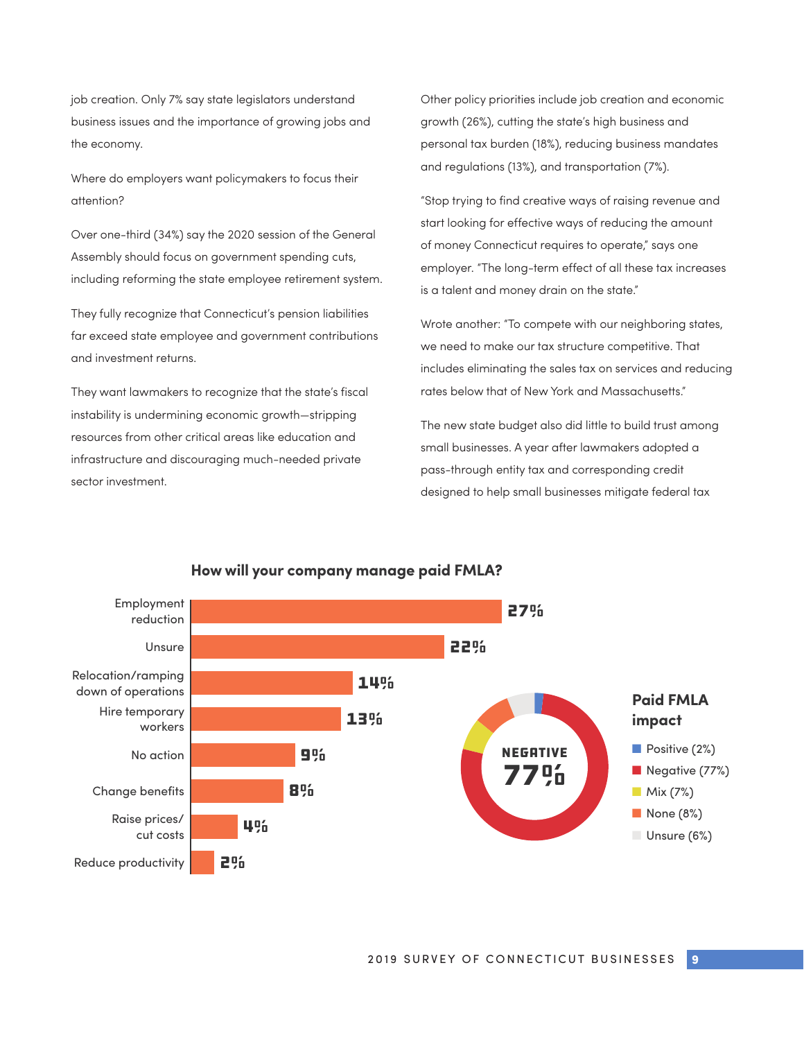job creation. Only 7% say state legislators understand business issues and the importance of growing jobs and the economy.

Where do employers want policymakers to focus their attention?

Over one-third (34%) say the 2020 session of the General Assembly should focus on government spending cuts, including reforming the state employee retirement system.

They fully recognize that Connecticut's pension liabilities far exceed state employee and government contributions and investment returns.

They want lawmakers to recognize that the state's fiscal instability is undermining economic growth—stripping resources from other critical areas like education and infrastructure and discouraging much-needed private sector investment.

Other policy priorities include job creation and economic growth (26%), cutting the state's high business and personal tax burden (18%), reducing business mandates and regulations (13%), and transportation (7%).

"Stop trying to find creative ways of raising revenue and start looking for effective ways of reducing the amount of money Connecticut requires to operate," says one employer. "The long-term effect of all these tax increases is a talent and money drain on the state."

Wrote another: "To compete with our neighboring states, we need to make our tax structure competitive. That includes eliminating the sales tax on services and reducing rates below that of New York and Massachusetts."

The new state budget also did little to build trust among small businesses. A year after lawmakers adopted a pass-through entity tax and corresponding credit designed to help small businesses mitigate federal tax

**How will your company manage paid FMLA?**

| Response | Percent |
|---|---|
| Employment reduction | 27% |
| Unsure | 22% |
| Relocation/ramping down of operations | 14% |
| Hire temporary workers | 13% |
| No action | 9% |
| Change benefits | 8% |
| Raise prices/ cut costs | 4% |
| Reduce productivity | 2% |

**Paid FMLA impact**

NEGATIVE 77%

| Impact | Percent |
|---|---|
| Positive | 2% |
| Negative | 77% |
| Mix | 7% |
| None | 8% |
| Unsure | 6% |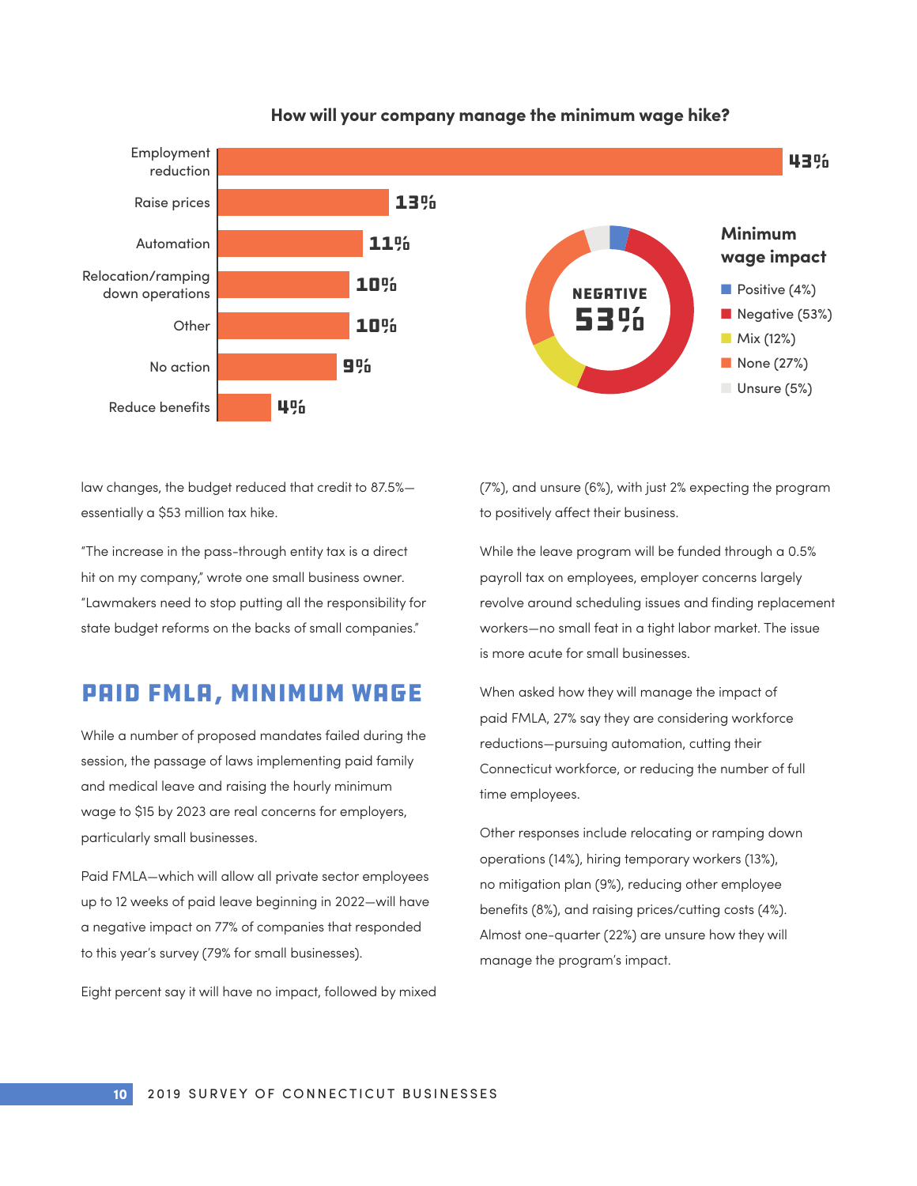**How will your company manage the minimum wage hike?**

| Response | Percentage |
|---|---|
| Employment reduction | 43% |
| Raise prices | 13% |
| Automation | 11% |
| Relocation/ramping down operations | 10% |
| Other | 10% |
| No action | 9% |
| Reduce benefits | 4% |

**Minimum wage impact**

NEGATIVE 53%

| Impact | Percentage |
|---|---|
| Positive | 4% |
| Negative | 53% |
| Mix | 12% |
| None | 27% |
| Unsure | 5% |

law changes, the budget reduced that credit to 87.5%—essentially a $53 million tax hike.

"The increase in the pass-through entity tax is a direct hit on my company," wrote one small business owner. "Lawmakers need to stop putting all the responsibility for state budget reforms on the backs of small companies."

## PAID FMLA, MINIMUM WAGE

While a number of proposed mandates failed during the session, the passage of laws implementing paid family and medical leave and raising the hourly minimum wage to $15 by 2023 are real concerns for employers, particularly small businesses.

Paid FMLA—which will allow all private sector employees up to 12 weeks of paid leave beginning in 2022—will have a negative impact on 77% of companies that responded to this year's survey (79% for small businesses).

Eight percent say it will have no impact, followed by mixed (7%), and unsure (6%), with just 2% expecting the program to positively affect their business.

While the leave program will be funded through a 0.5% payroll tax on employees, employer concerns largely revolve around scheduling issues and finding replacement workers—no small feat in a tight labor market. The issue is more acute for small businesses.

When asked how they will manage the impact of paid FMLA, 27% say they are considering workforce reductions—pursuing automation, cutting their Connecticut workforce, or reducing the number of full time employees.

Other responses include relocating or ramping down operations (14%), hiring temporary workers (13%), no mitigation plan (9%), reducing other employee benefits (8%), and raising prices/cutting costs (4%). Almost one-quarter (22%) are unsure how they will manage the program's impact.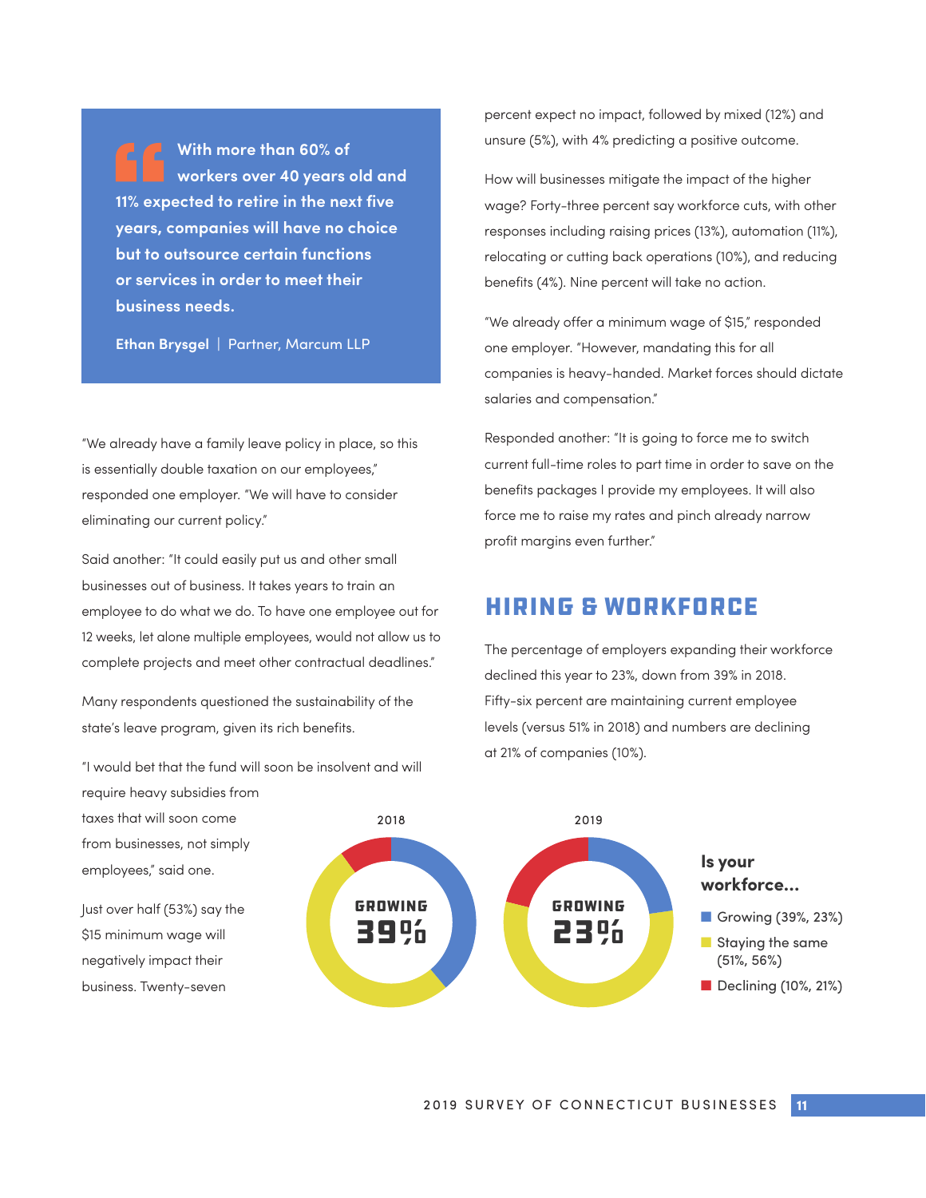> With more than 60% of workers over 40 years old and 11% expected to retire in the next five years, companies will have no choice but to outsource certain functions or services in order to meet their business needs.
>
> **Ethan Brysgel** | Partner, Marcum LLP

"We already have a family leave policy in place, so this is essentially double taxation on our employees," responded one employer. "We will have to consider eliminating our current policy."

Said another: "It could easily put us and other small businesses out of business. It takes years to train an employee to do what we do. To have one employee out for 12 weeks, let alone multiple employees, would not allow us to complete projects and meet other contractual deadlines."

Many respondents questioned the sustainability of the state's leave program, given its rich benefits.

"I would bet that the fund will soon be insolvent and will require heavy subsidies from taxes that will soon come from businesses, not simply employees," said one.

Just over half (53%) say the $15 minimum wage will negatively impact their business. Twenty-seven percent expect no impact, followed by mixed (12%) and unsure (5%), with 4% predicting a positive outcome.

How will businesses mitigate the impact of the higher wage? Forty-three percent say workforce cuts, with other responses including raising prices (13%), automation (11%), relocating or cutting back operations (10%), and reducing benefits (4%). Nine percent will take no action.

"We already offer a minimum wage of $15," responded one employer. "However, mandating this for all companies is heavy-handed. Market forces should dictate salaries and compensation."

Responded another: "It is going to force me to switch current full-time roles to part time in order to save on the benefits packages I provide my employees. It will also force me to raise my rates and pinch already narrow profit margins even further."

## HIRING & WORKFORCE

The percentage of employers expanding their workforce declined this year to 23%, down from 39% in 2018. Fifty-six percent are maintaining current employee levels (versus 51% in 2018) and numbers are declining at 21% of companies (10%).

**Is your workforce...**

| | 2018 | 2019 |
|---|---|---|
| Growing | 39% | 23% |
| Staying the same | 51% | 56% |
| Declining | 10% | 21% |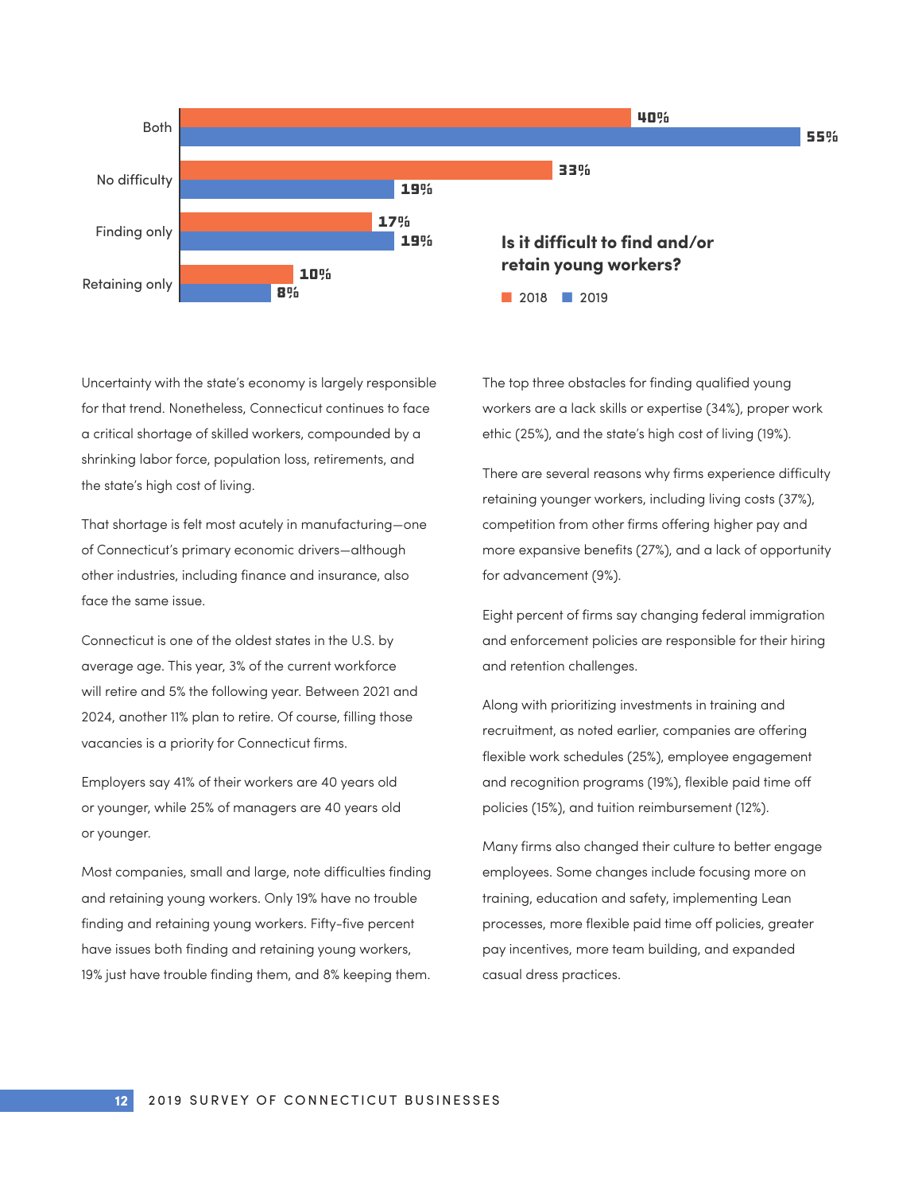**Is it difficult to find and/or retain young workers?**

| | 2018 | 2019 |
|---|---|---|
| Both | 40% | 55% |
| No difficulty | 33% | 19% |
| Finding only | 17% | 19% |
| Retaining only | 10% | 8% |

Uncertainty with the state's economy is largely responsible for that trend. Nonetheless, Connecticut continues to face a critical shortage of skilled workers, compounded by a shrinking labor force, population loss, retirements, and the state's high cost of living.

That shortage is felt most acutely in manufacturing—one of Connecticut's primary economic drivers—although other industries, including finance and insurance, also face the same issue.

Connecticut is one of the oldest states in the U.S. by average age. This year, 3% of the current workforce will retire and 5% the following year. Between 2021 and 2024, another 11% plan to retire. Of course, filling those vacancies is a priority for Connecticut firms.

Employers say 41% of their workers are 40 years old or younger, while 25% of managers are 40 years old or younger.

Most companies, small and large, note difficulties finding and retaining young workers. Only 19% have no trouble finding and retaining young workers. Fifty-five percent have issues both finding and retaining young workers, 19% just have trouble finding them, and 8% keeping them.

The top three obstacles for finding qualified young workers are a lack skills or expertise (34%), proper work ethic (25%), and the state's high cost of living (19%).

There are several reasons why firms experience difficulty retaining younger workers, including living costs (37%), competition from other firms offering higher pay and more expansive benefits (27%), and a lack of opportunity for advancement (9%).

Eight percent of firms say changing federal immigration and enforcement policies are responsible for their hiring and retention challenges.

Along with prioritizing investments in training and recruitment, as noted earlier, companies are offering flexible work schedules (25%), employee engagement and recognition programs (19%), flexible paid time off policies (15%), and tuition reimbursement (12%).

Many firms also changed their culture to better engage employees. Some changes include focusing more on training, education and safety, implementing Lean processes, more flexible paid time off policies, greater pay incentives, more team building, and expanded casual dress practices.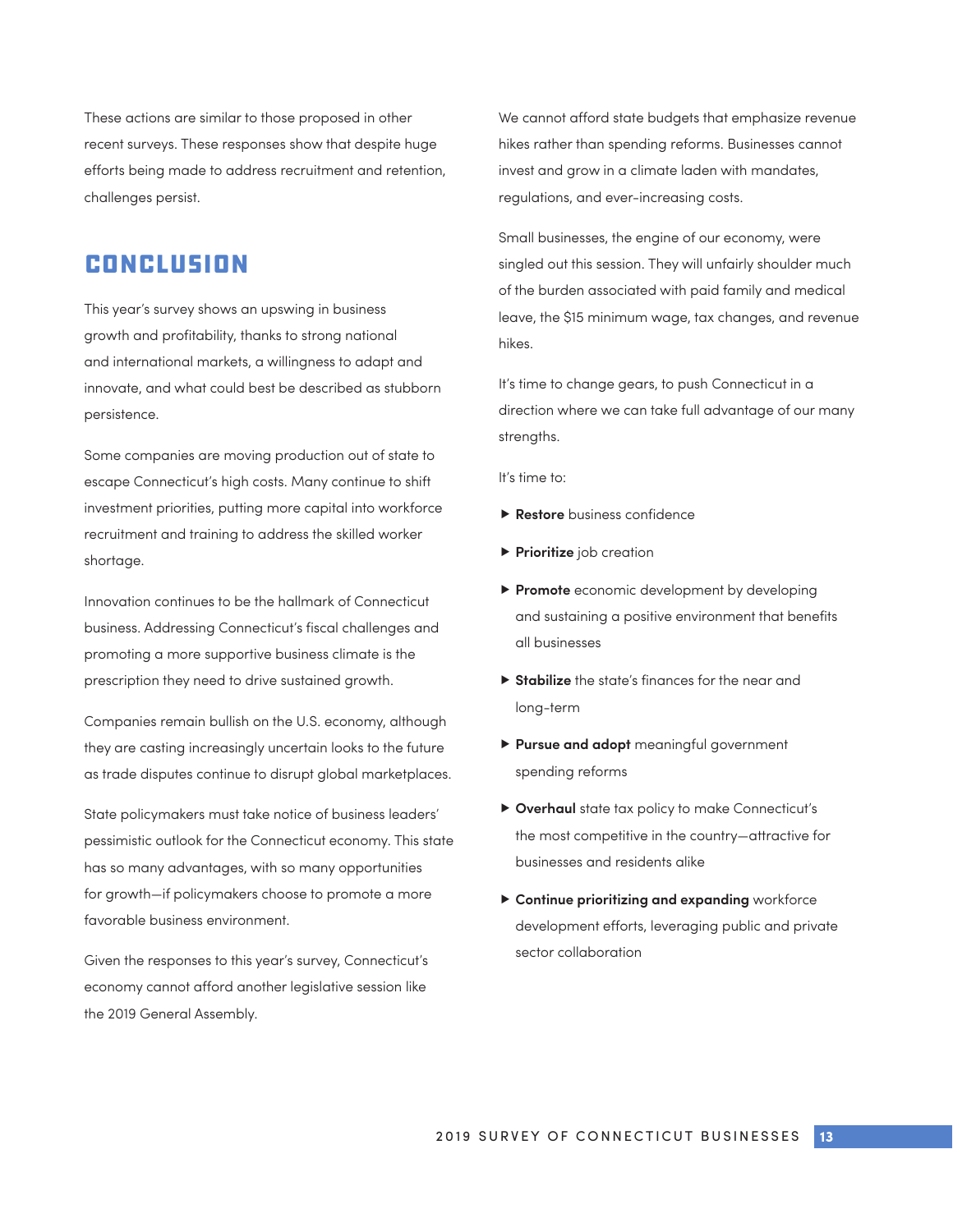These actions are similar to those proposed in other recent surveys. These responses show that despite huge efforts being made to address recruitment and retention, challenges persist.

## CONCLUSION

This year's survey shows an upswing in business growth and profitability, thanks to strong national and international markets, a willingness to adapt and innovate, and what could best be described as stubborn persistence.

Some companies are moving production out of state to escape Connecticut's high costs. Many continue to shift investment priorities, putting more capital into workforce recruitment and training to address the skilled worker shortage.

Innovation continues to be the hallmark of Connecticut business. Addressing Connecticut's fiscal challenges and promoting a more supportive business climate is the prescription they need to drive sustained growth.

Companies remain bullish on the U.S. economy, although they are casting increasingly uncertain looks to the future as trade disputes continue to disrupt global marketplaces.

State policymakers must take notice of business leaders' pessimistic outlook for the Connecticut economy. This state has so many advantages, with so many opportunities for growth—if policymakers choose to promote a more favorable business environment.

Given the responses to this year's survey, Connecticut's economy cannot afford another legislative session like the 2019 General Assembly.

We cannot afford state budgets that emphasize revenue hikes rather than spending reforms. Businesses cannot invest and grow in a climate laden with mandates, regulations, and ever-increasing costs.

Small businesses, the engine of our economy, were singled out this session. They will unfairly shoulder much of the burden associated with paid family and medical leave, the $15 minimum wage, tax changes, and revenue hikes.

It's time to change gears, to push Connecticut in a direction where we can take full advantage of our many strengths.

It's time to:

- **Restore** business confidence
- **Prioritize** job creation
- **Promote** economic development by developing and sustaining a positive environment that benefits all businesses
- **Stabilize** the state's finances for the near and long-term
- **Pursue and adopt** meaningful government spending reforms
- **Overhaul** state tax policy to make Connecticut's the most competitive in the country—attractive for businesses and residents alike
- **Continue prioritizing and expanding** workforce development efforts, leveraging public and private sector collaboration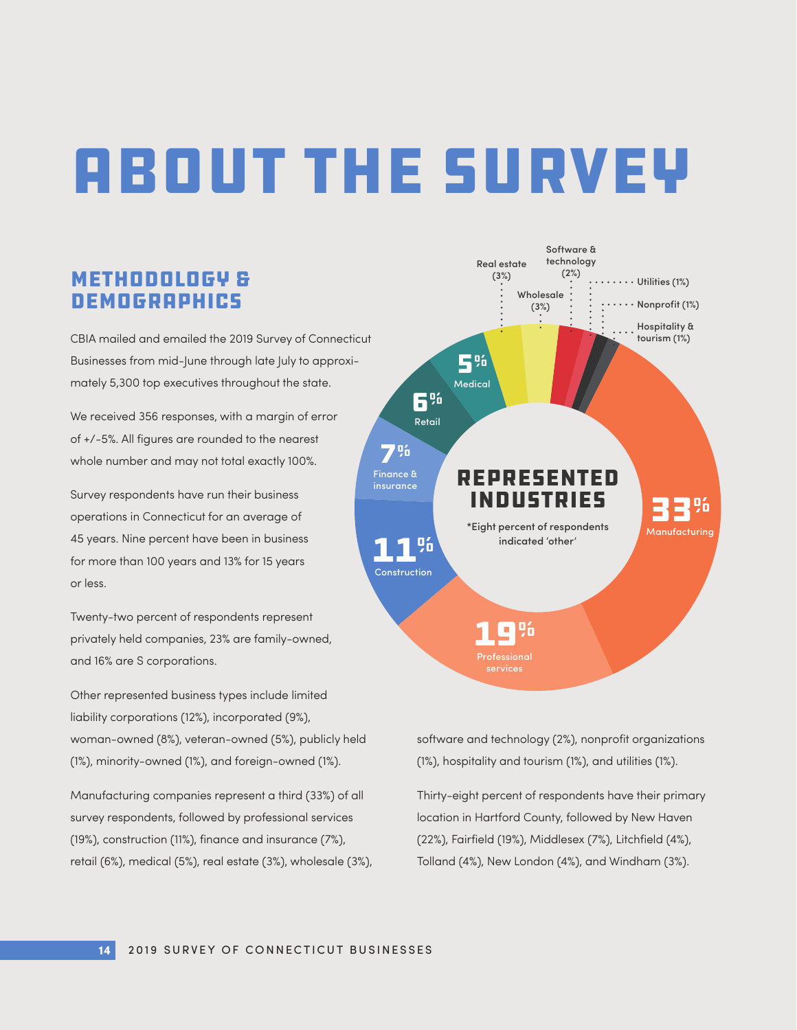# ABOUT THE SURVEY

## METHODOLOGY & DEMOGRAPHICS

CBIA mailed and emailed the 2019 Survey of Connecticut Businesses from mid-June through late July to approximately 5,300 top executives throughout the state.

We received 356 responses, with a margin of error of +/-5%. All figures are rounded to the nearest whole number and may not total exactly 100%.

Survey respondents have run their business operations in Connecticut for an average of 45 years. Nine percent have been in business for more than 100 years and 13% for 15 years or less.

Twenty-two percent of respondents represent privately held companies, 23% are family-owned, and 16% are S corporations.

Other represented business types include limited liability corporations (12%), incorporated (9%), woman-owned (8%), veteran-owned (5%), publicly held (1%), minority-owned (1%), and foreign-owned (1%).

Manufacturing companies represent a third (33%) of all survey respondents, followed by professional services (19%), construction (11%), finance and insurance (7%), retail (6%), medical (5%), real estate (3%), wholesale (3%), software and technology (2%), nonprofit organizations (1%), hospitality and tourism (1%), and utilities (1%).

Thirty-eight percent of respondents have their primary location in Hartford County, followed by New Haven (22%), Fairfield (19%), Middlesex (7%), Litchfield (4%), Tolland (4%), New London (4%), and Windham (3%).

### REPRESENTED INDUSTRIES

*Eight percent of respondents indicated 'other'

| Industry | Percent |
|---|---|
| Manufacturing | 33% |
| Professional services | 19% |
| Construction | 11% |
| Finance & insurance | 7% |
| Retail | 6% |
| Medical | 5% |
| Real estate | 3% |
| Wholesale | 3% |
| Software & technology | 2% |
| Utilities | 1% |
| Nonprofit | 1% |
| Hospitality & tourism | 1% |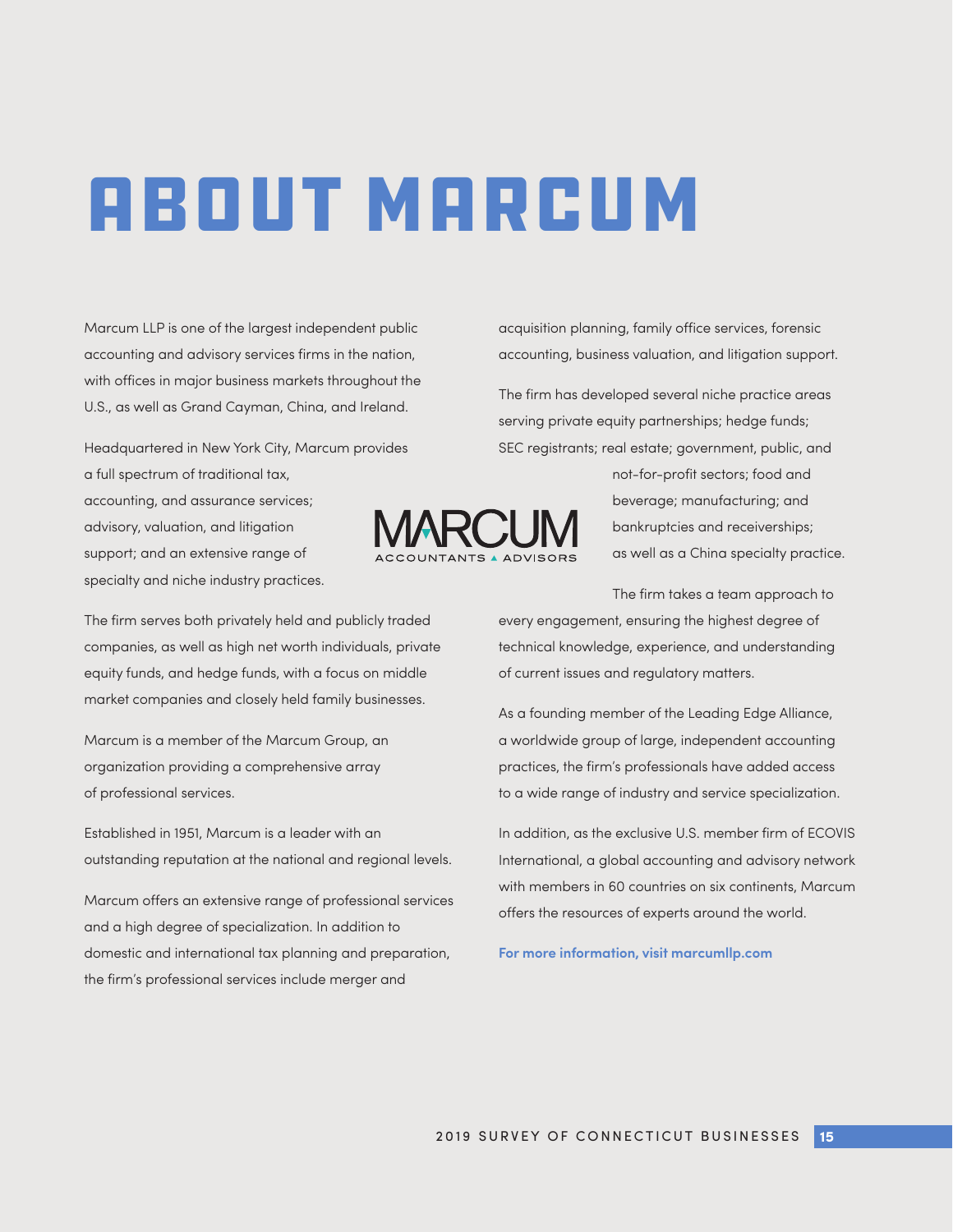# ABOUT MARCUM

Marcum LLP is one of the largest independent public accounting and advisory services firms in the nation, with offices in major business markets throughout the U.S., as well as Grand Cayman, China, and Ireland.

Headquartered in New York City, Marcum provides a full spectrum of traditional tax, accounting, and assurance services; advisory, valuation, and litigation support; and an extensive range of specialty and niche industry practices.

The firm serves both privately held and publicly traded companies, as well as high net worth individuals, private equity funds, and hedge funds, with a focus on middle market companies and closely held family businesses.

Marcum is a member of the Marcum Group, an organization providing a comprehensive array of professional services.

Established in 1951, Marcum is a leader with an outstanding reputation at the national and regional levels.

Marcum offers an extensive range of professional services and a high degree of specialization. In addition to domestic and international tax planning and preparation, the firm's professional services include merger and acquisition planning, family office services, forensic accounting, business valuation, and litigation support.

The firm has developed several niche practice areas serving private equity partnerships; hedge funds; SEC registrants; real estate; government, public, and not-for-profit sectors; food and beverage; manufacturing; and bankruptcies and receiverships; as well as a China specialty practice.

The firm takes a team approach to every engagement, ensuring the highest degree of technical knowledge, experience, and understanding of current issues and regulatory matters.

As a founding member of the Leading Edge Alliance, a worldwide group of large, independent accounting practices, the firm's professionals have added access to a wide range of industry and service specialization.

In addition, as the exclusive U.S. member firm of ECOVIS International, a global accounting and advisory network with members in 60 countries on six continents, Marcum offers the resources of experts around the world.

**For more information, visit marcumllp.com**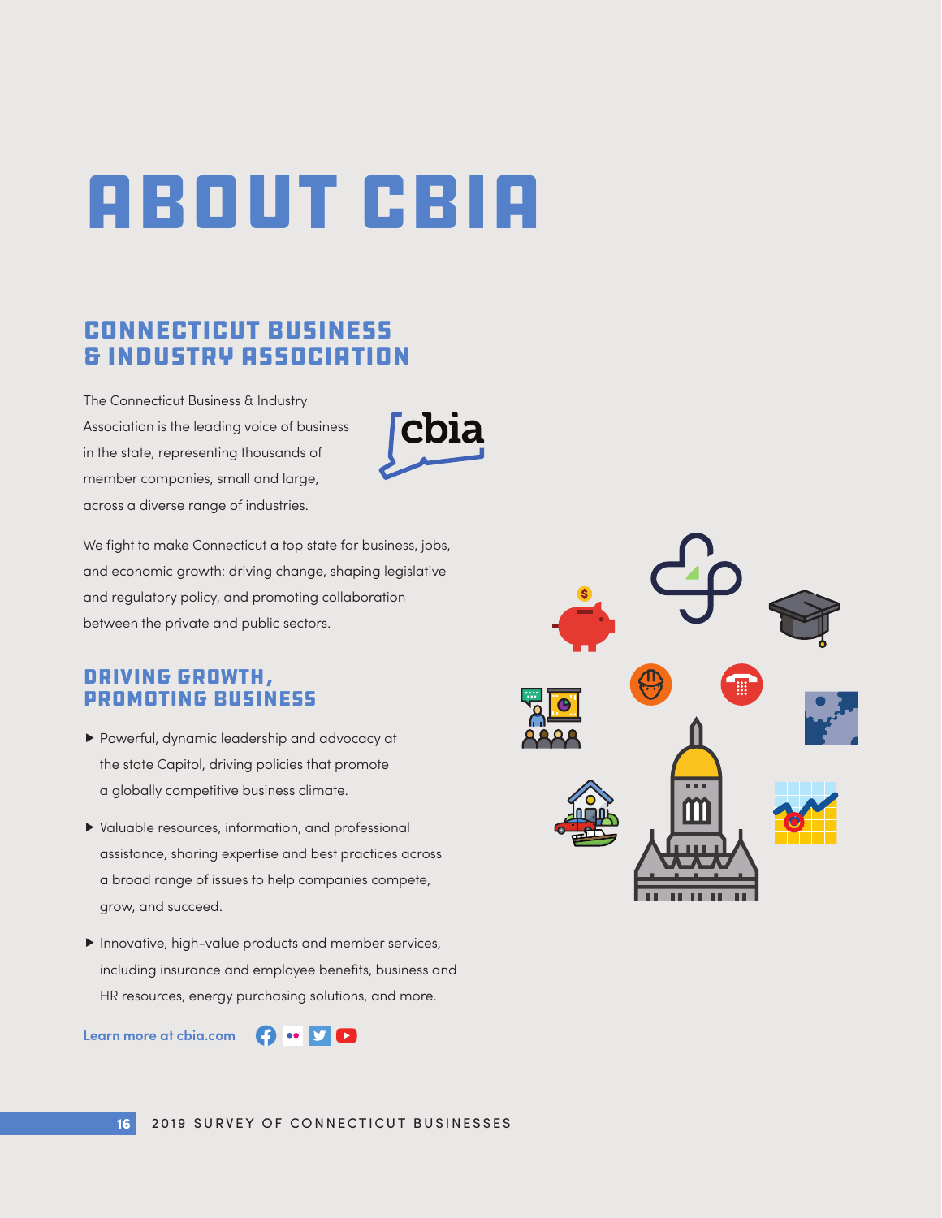# ABOUT CBIA

## CONNECTICUT BUSINESS & INDUSTRY ASSOCIATION

The Connecticut Business & Industry Association is the leading voice of business in the state, representing thousands of member companies, small and large, across a diverse range of industries.

We fight to make Connecticut a top state for business, jobs, and economic growth: driving change, shaping legislative and regulatory policy, and promoting collaboration between the private and public sectors.

## DRIVING GROWTH, PROMOTING BUSINESS

- Powerful, dynamic leadership and advocacy at the state Capitol, driving policies that promote a globally competitive business climate.
- Valuable resources, information, and professional assistance, sharing expertise and best practices across a broad range of issues to help companies compete, grow, and succeed.
- Innovative, high-value products and member services, including insurance and employee benefits, business and HR resources, energy purchasing solutions, and more.

**Learn more at cbia.com**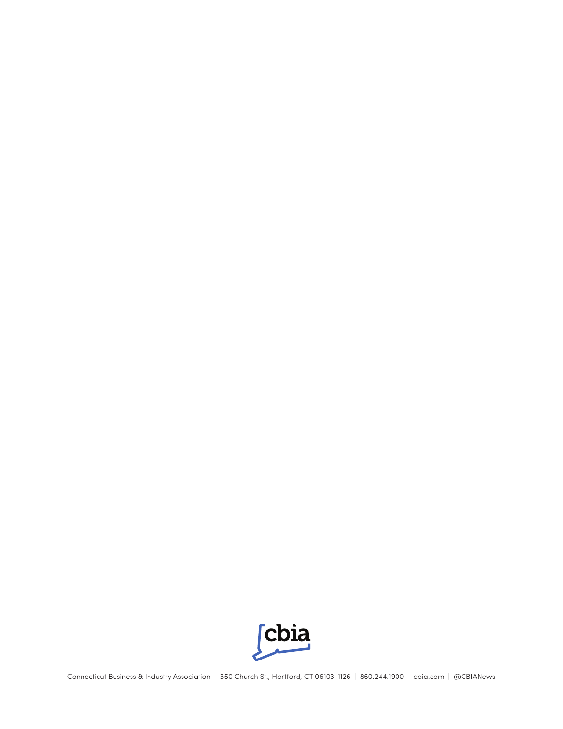cbia

Connecticut Business & Industry Association | 350 Church St., Hartford, CT 06103-1126 | 860.244.1900 | cbia.com | @CBIANews